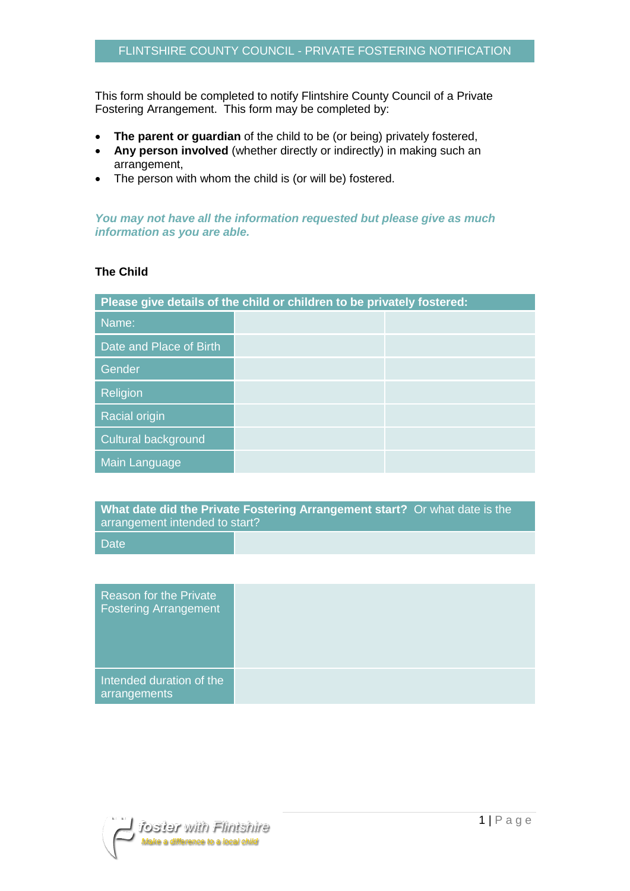# FLINTSHIRE COUNTY COUNCIL - PRIVATE FOSTERING NOTIFICATION

This form should be completed to notify Flintshire County Council of a Private Fostering Arrangement. This form may be completed by:

- **The parent or guardian** of the child to be (or being) privately fostered,
- **Any person involved** (whether directly or indirectly) in making such an arrangement,
- The person with whom the child is (or will be) fostered.

***You may not have all the information requested but please give as much information as you are able.***

## The Child

| **Please give details of the child or children to be privately fostered:** | | |
|---|---|---|
| Name: | | |
| Date and Place of Birth | | |
| Gender | | |
| Religion | | |
| Racial origin | | |
| Cultural background | | |
| Main Language | | |

| **What date did the Private Fostering Arrangement start?** Or what date is the arrangement intended to start? | |
|---|---|
| Date | |

| Reason for the Private Fostering Arrangement | |
|---|---|
| Intended duration of the arrangements | |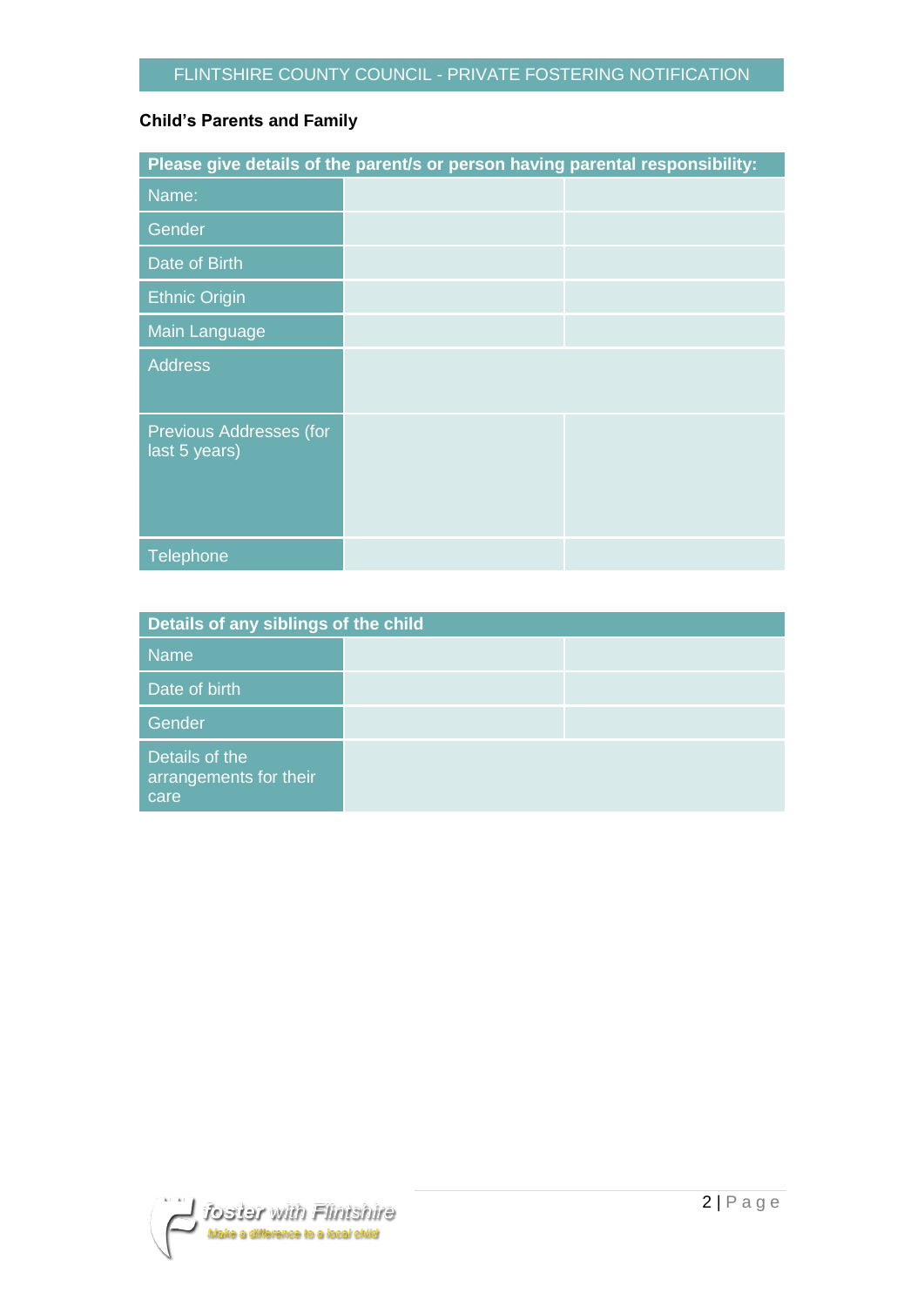## Child's Parents and Family

| Please give details of the parent/s or person having parental responsibility: | | |
|---|---|---|
| Name: | | |
| Gender | | |
| Date of Birth | | |
| Ethnic Origin | | |
| Main Language | | |
| Address | | |
| Previous Addresses (for last 5 years) | | |
| Telephone | | |

| Details of any siblings of the child | | |
|---|---|---|
| Name | | |
| Date of birth | | |
| Gender | | |
| Details of the arrangements for their care | | |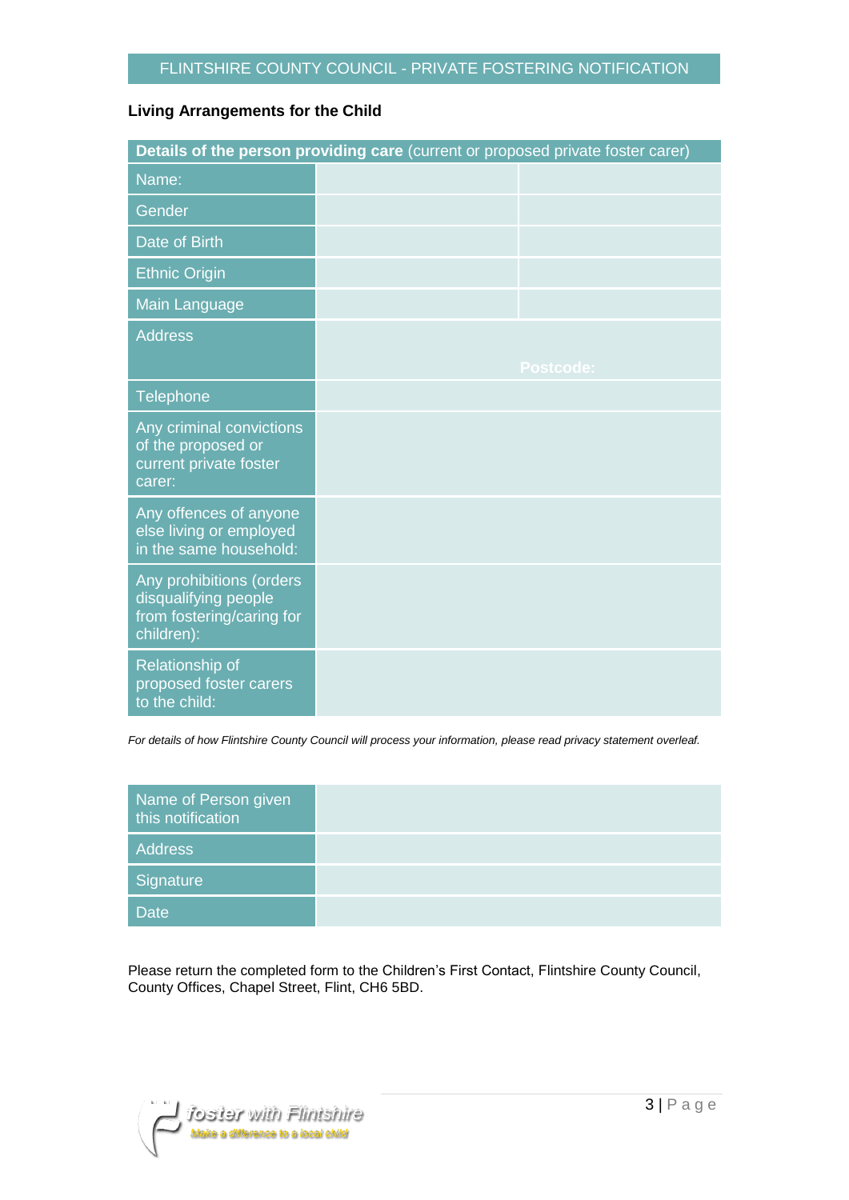## Living Arrangements for the Child

| **Details of the person providing care** (current or proposed private foster carer) | | |
|---|---|---|
| Name: | | |
| Gender | | |
| Date of Birth | | |
| Ethnic Origin | | |
| Main Language | | |
| Address | Postcode: | |
| Telephone | | |
| Any criminal convictions of the proposed or current private foster carer: | | |
| Any offences of anyone else living or employed in the same household: | | |
| Any prohibitions (orders disqualifying people from fostering/caring for children): | | |
| Relationship of proposed foster carers to the child: | | |

*For details of how Flintshire County Council will process your information, please read privacy statement overleaf.*

| Name of Person given this notification | |
|---|---|
| Address | |
| Signature | |
| Date | |

Please return the completed form to the Children's First Contact, Flintshire County Council, County Offices, Chapel Street, Flint, CH6 5BD.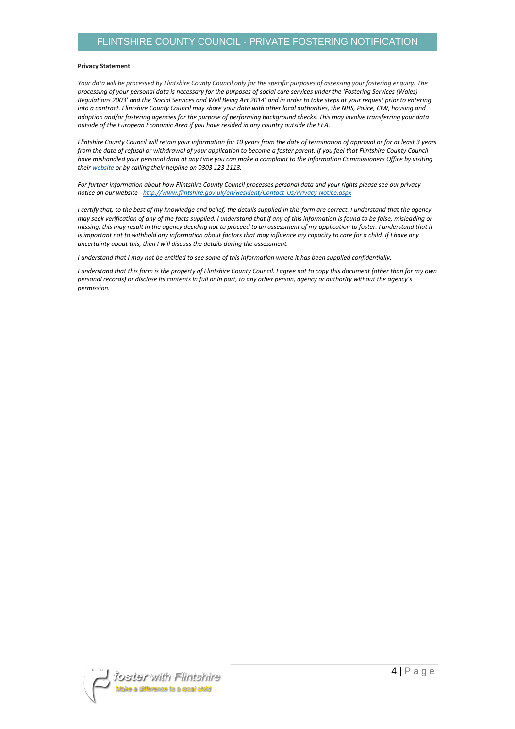**Privacy Statement**

*Your data will be processed by Flintshire County Council only for the specific purposes of assessing your fostering enquiry. The processing of your personal data is necessary for the purposes of social care services under the 'Fostering Services (Wales) Regulations 2003' and the 'Social Services and Well Being Act 2014' and in order to take steps at your request prior to entering into a contract. Flintshire County Council may share your data with other local authorities, the NHS, Police, CIW, housing and adoption and/or fostering agencies for the purpose of performing background checks. This may involve transferring your data outside of the European Economic Area if you have resided in any country outside the EEA.*

*Flintshire County Council will retain your information for 10 years from the date of termination of approval or for at least 3 years from the date of refusal or withdrawal of your application to become a foster parent. If you feel that Flintshire County Council have mishandled your personal data at any time you can make a complaint to the Information Commissioners Office by visiting their website or by calling their helpline on 0303 123 1113.*

*For further information about how Flintshire County Council processes personal data and your rights please see our privacy notice on our website - http://www.flintshire.gov.uk/en/Resident/Contact-Us/Privacy-Notice.aspx*

*I certify that, to the best of my knowledge and belief, the details supplied in this form are correct. I understand that the agency may seek verification of any of the facts supplied. I understand that if any of this information is found to be false, misleading or missing, this may result in the agency deciding not to proceed to an assessment of my application to foster. I understand that it is important not to withhold any information about factors that may influence my capacity to care for a child. If I have any uncertainty about this, then I will discuss the details during the assessment.*

*I understand that I may not be entitled to see some of this information where it has been supplied confidentially.*

*I understand that this form is the property of Flintshire County Council. I agree not to copy this document (other than for my own personal records) or disclose its contents in full or in part, to any other person, agency or authority without the agency's permission.*